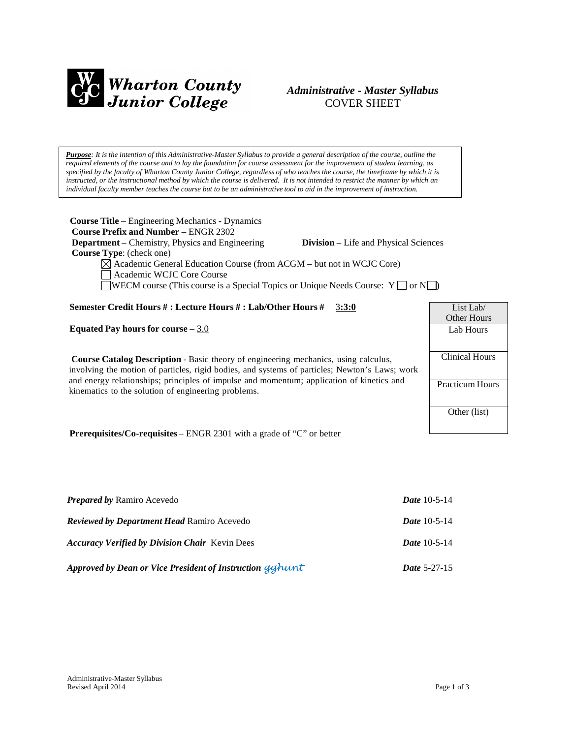# Wharton County Junior College

## *Administrative - Master Syllabus*
COVER SHEET

***Purpose**: It is the intention of this Administrative-Master Syllabus to provide a general description of the course, outline the required elements of the course and to lay the foundation for course assessment for the improvement of student learning, as specified by the faculty of Wharton County Junior College, regardless of who teaches the course, the timeframe by which it is instructed, or the instructional method by which the course is delivered. It is not intended to restrict the manner by which an individual faculty member teaches the course but to be an administrative tool to aid in the improvement of instruction.*

**Course Title** – Engineering Mechanics - Dynamics
**Course Prefix and Number** – ENGR 2302
**Department** – Chemistry, Physics and Engineering  **Division** – Life and Physical Sciences
**Course Type**: (check one)

- ☒ Academic General Education Course (from ACGM – but not in WCJC Core)
- ☐ Academic WCJC Core Course
- ☐ WECM course (This course is a Special Topics or Unique Needs Course: Y ☐ or N ☐)

**Semester Credit Hours # : Lecture Hours # : Lab/Other Hours #** 3**:3:0**

**Equated Pay hours for course** – 3.0

**Course Catalog Description** - Basic theory of engineering mechanics, using calculus, involving the motion of particles, rigid bodies, and systems of particles; Newton's Laws; work and energy relationships; principles of impulse and momentum; application of kinetics and kinematics to the solution of engineering problems.

| List Lab/ Other Hours | |
|---|---|
| Lab Hours | |
| Clinical Hours | |
| Practicum Hours | |
| Other (list) | |

**Prerequisites/Co-requisites** – ENGR 2301 with a grade of "C" or better

***Prepared by*** Ramiro Acevedo  ***Date*** 10-5-14

***Reviewed by Department Head*** Ramiro Acevedo  ***Date*** 10-5-14

***Accuracy Verified by Division Chair*** Kevin Dees  ***Date*** 10-5-14

***Approved by Dean or Vice President of Instruction*** gghunt  ***Date*** 5-27-15

Administrative-Master Syllabus
Revised April 2014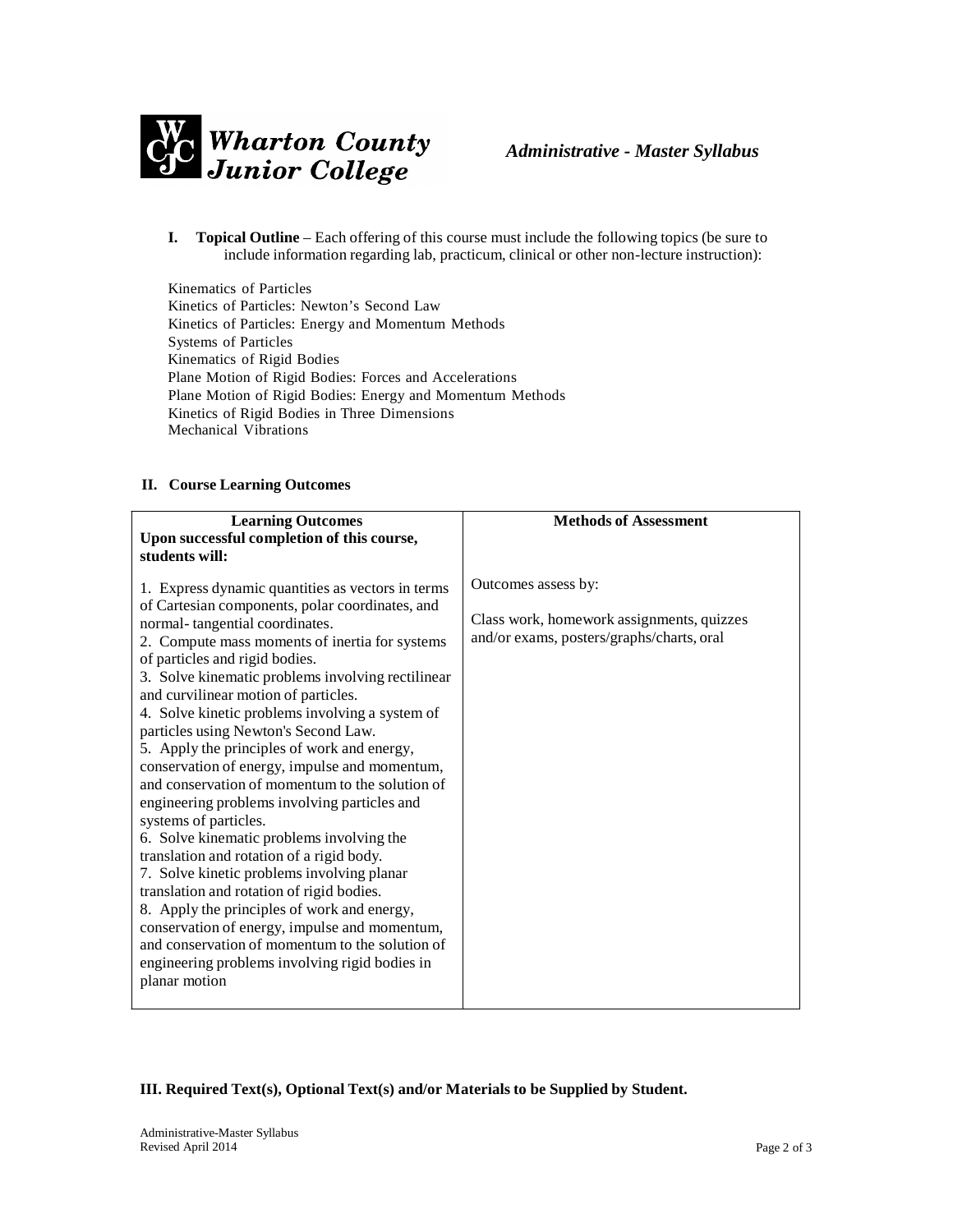**I. Topical Outline** – Each offering of this course must include the following topics (be sure to include information regarding lab, practicum, clinical or other non-lecture instruction):

Kinematics of Particles
Kinetics of Particles: Newton's Second Law
Kinetics of Particles: Energy and Momentum Methods
Systems of Particles
Kinematics of Rigid Bodies
Plane Motion of Rigid Bodies: Forces and Accelerations
Plane Motion of Rigid Bodies: Energy and Momentum Methods
Kinetics of Rigid Bodies in Three Dimensions
Mechanical Vibrations

**II. Course Learning Outcomes**

| **Learning Outcomes**<br>**Upon successful completion of this course, students will:** | **Methods of Assessment** |
|---|---|
| 1. Express dynamic quantities as vectors in terms of Cartesian components, polar coordinates, and normal- tangential coordinates.<br>2. Compute mass moments of inertia for systems of particles and rigid bodies.<br>3. Solve kinematic problems involving rectilinear and curvilinear motion of particles.<br>4. Solve kinetic problems involving a system of particles using Newton's Second Law.<br>5. Apply the principles of work and energy, conservation of energy, impulse and momentum, and conservation of momentum to the solution of engineering problems involving particles and systems of particles.<br>6. Solve kinematic problems involving the translation and rotation of a rigid body.<br>7. Solve kinetic problems involving planar translation and rotation of rigid bodies.<br>8. Apply the principles of work and energy, conservation of energy, impulse and momentum, and conservation of momentum to the solution of engineering problems involving rigid bodies in planar motion | Outcomes assess by:<br><br>Class work, homework assignments, quizzes and/or exams, posters/graphs/charts, oral |

**III. Required Text(s), Optional Text(s) and/or Materials to be Supplied by Student.**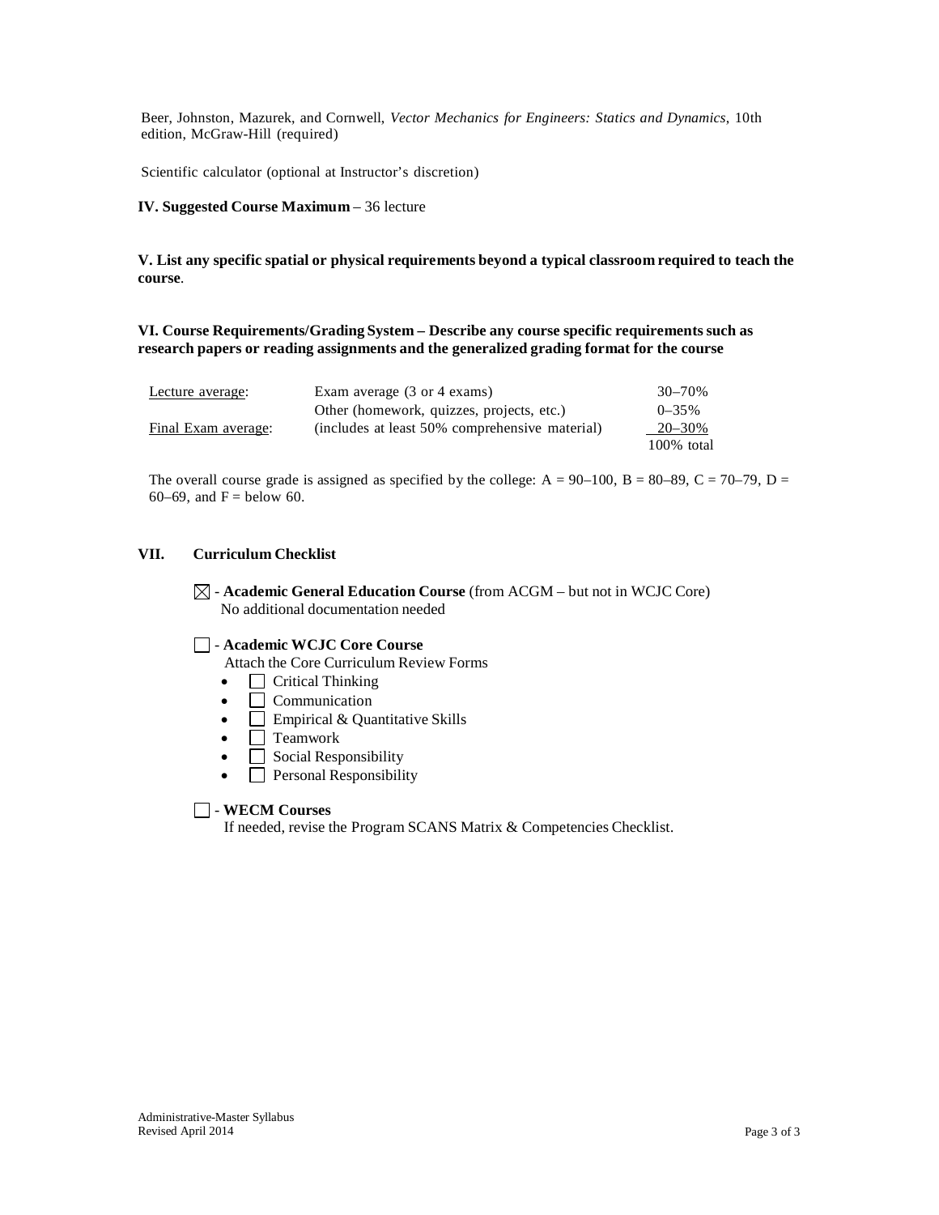Beer, Johnston, Mazurek, and Cornwell, *Vector Mechanics for Engineers: Statics and Dynamics*, 10th edition, McGraw-Hill (required)

Scientific calculator (optional at Instructor's discretion)

**IV. Suggested Course Maximum** – 36 lecture

**V. List any specific spatial or physical requirements beyond a typical classroom required to teach the course**.

**VI. Course Requirements/Grading System – Describe any course specific requirements such as research papers or reading assignments and the generalized grading format for the course**

| | | |
|---|---|---|
| Lecture average: | Exam average (3 or 4 exams) | 30–70% |
| | Other (homework, quizzes, projects, etc.) | 0–35% |
| Final Exam average: | (includes at least 50% comprehensive material) | 20–30% |
| | | 100% total |

The overall course grade is assigned as specified by the college: A = 90–100, B = 80–89, C = 70–79, D = 60–69, and F = below 60.

## VII. Curriculum Checklist

☒ - **Academic General Education Course** (from ACGM – but not in WCJC Core)
No additional documentation needed

☐ - **Academic WCJC Core Course**
Attach the Core Curriculum Review Forms

- ☐ Critical Thinking
- ☐ Communication
- ☐ Empirical & Quantitative Skills
- ☐ Teamwork
- ☐ Social Responsibility
- ☐ Personal Responsibility

☐ - **WECM Courses**
If needed, revise the Program SCANS Matrix & Competencies Checklist.